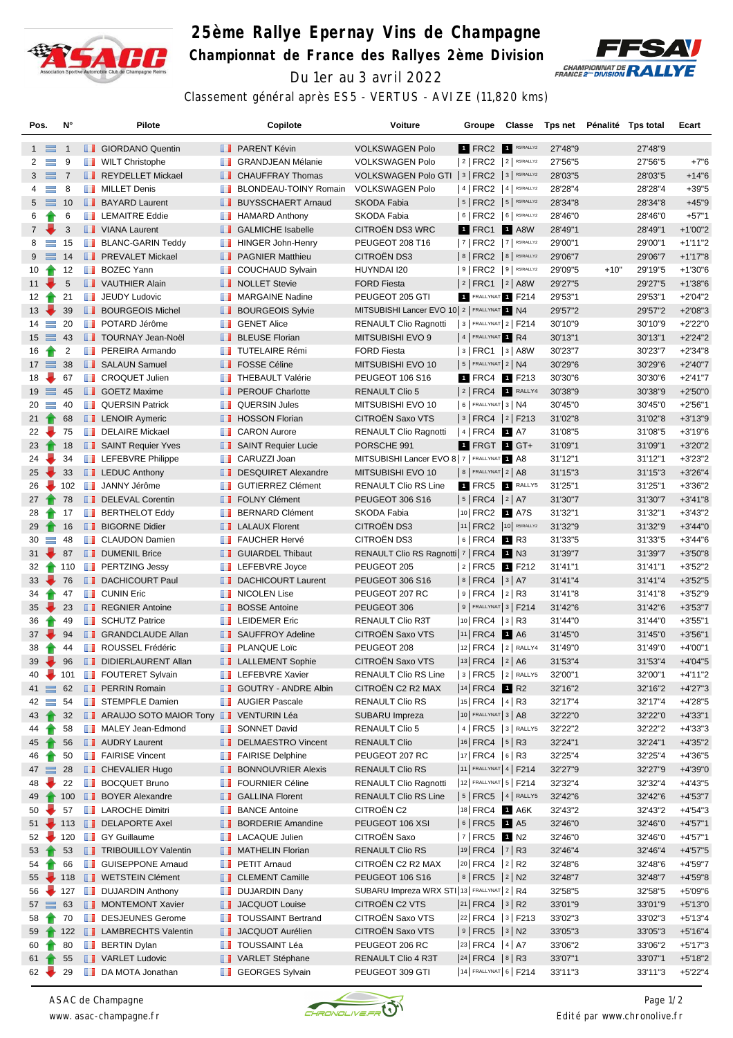# 25ème Rallye Epernay Vins de Champagne

## Championnat de France des Rallyes 2ème Division

Du 1er au 3 avril 2022

Classement général après ES5 - VERTUS - AVIZE (11,820 kms)

| Pos. | N° | Pilote | Copilote | Voiture | Groupe | Classe | Tps net | Pénalité | Tps total | Ecart |
|---|---|---|---|---|---|---|---|---|---|---|
| 1 | 1 | GIORDANO Quentin | PARENT Kévin | VOLKSWAGEN Polo | 1 FRC2 | 1 R5/RALLY2 | 27'48"9 | | 27'48"9 | |
| 2 | 9 | WILT Christophe | GRANDJEAN Mélanie | VOLKSWAGEN Polo | 2 FRC2 | 2 R5/RALLY2 | 27'56"5 | | 27'56"5 | +7"6 |
| 3 | 7 | REYDELLET Mickael | CHAUFFRAY Thomas | VOLKSWAGEN Polo GTI | 3 FRC2 | 3 R5/RALLY2 | 28'03"5 | | 28'03"5 | +14"6 |
| 4 | 8 | MILLET Denis | BLONDEAU-TOINY Romain | VOLKSWAGEN Polo | 4 FRC2 | 4 R5/RALLY2 | 28'28"4 | | 28'28"4 | +39"5 |
| 5 | 10 | BAYARD Laurent | BUYSSCHAERT Arnaud | SKODA Fabia | 5 FRC2 | 5 R5/RALLY2 | 28'34"8 | | 28'34"8 | +45"9 |
| 6 | 6 | LEMAITRE Eddie | HAMARD Anthony | SKODA Fabia | 6 FRC2 | 6 R5/RALLY2 | 28'46"0 | | 28'46"0 | +57"1 |
| 7 | 3 | VIANA Laurent | GALMICHE Isabelle | CITROËN DS3 WRC | 1 FRC1 | 1 A8W | 28'49"1 | | 28'49"1 | +1'00"2 |
| 8 | 15 | BLANC-GARIN Teddy | HINGER John-Henry | PEUGEOT 208 T16 | 7 FRC2 | 7 R5/RALLY2 | 29'00"1 | | 29'00"1 | +1'11"2 |
| 9 | 14 | PREVALET Mickael | PAGNIER Matthieu | CITROËN DS3 | 8 FRC2 | 8 R5/RALLY2 | 29'06"7 | | 29'06"7 | +1'17"8 |
| 10 | 12 | BOZEC Yann | COUCHAUD Sylvain | HUYNDAI I20 | 9 FRC2 | 9 R5/RALLY2 | 29'09"5 | +10" | 29'19"5 | +1'30"6 |
| 11 | 5 | VAUTHIER Alain | NOLLET Stevie | FORD Fiesta | 2 FRC1 | 2 A8W | 29'27"5 | | 29'27"5 | +1'38"6 |
| 12 | 21 | JEUDY Ludovic | MARGAINE Nadine | PEUGEOT 205 GTI | 1 FRALLYNAT | 1 F214 | 29'53"1 | | 29'53"1 | +2'04"2 |
| 13 | 39 | BOURGEOIS Michel | BOURGEOIS Sylvie | MITSUBISHI Lancer EVO 10 | 2 FRALLYNAT | 1 N4 | 29'57"2 | | 29'57"2 | +2'08"3 |
| 14 | 20 | POTARD Jérôme | GENET Alice | RENAULT Clio Ragnotti | 3 FRALLYNAT | 2 F214 | 30'10"9 | | 30'10"9 | +2'22"0 |
| 15 | 43 | TOURNAY Jean-Noël | BLEUSE Florian | MITSUBISHI EVO 9 | 4 FRALLYNAT | 1 R4 | 30'13"1 | | 30'13"1 | +2'24"2 |
| 16 | 2 | PEREIRA Armando | TUTELAIRE Rémi | FORD Fiesta | 3 FRC1 | 3 A8W | 30'23"7 | | 30'23"7 | +2'34"8 |
| 17 | 38 | SALAUN Samuel | FOSSE Céline | MITSUBISHI EVO 10 | 5 FRALLYNAT | 2 N4 | 30'29"6 | | 30'29"6 | +2'40"7 |
| 18 | 67 | CROQUET Julien | THEBAULT Valérie | PEUGEOT 106 S16 | 1 FRC4 | 1 F213 | 30'30"6 | | 30'30"6 | +2'41"7 |
| 19 | 45 | GOETZ Maxime | PEROUF Charlotte | RENAULT Clio 5 | 2 FRC4 | 1 RALLY4 | 30'38"9 | | 30'38"9 | +2'50"0 |
| 20 | 40 | QUERSIN Patrick | QUERSIN Jules | MITSUBISHI EVO 10 | 6 FRALLYNAT | 3 N4 | 30'45"0 | | 30'45"0 | +2'56"1 |
| 21 | 68 | LENOIR Aymeric | HOSSON Florian | CITROËN Saxo VTS | 3 FRC4 | 2 F213 | 31'02"8 | | 31'02"8 | +3'13"9 |
| 22 | 75 | DELAIRE Mickael | CARON Aurore | RENAULT Clio Ragnotti | 4 FRC4 | 1 A7 | 31'08"5 | | 31'08"5 | +3'19"6 |
| 23 | 18 | SAINT Requier Yves | SAINT Requier Lucie | PORSCHE 991 | 1 FRGT | 1 GT+ | 31'09"1 | | 31'09"1 | +3'20"2 |
| 24 | 34 | LEFEBVRE Philippe | CARUZZI Joan | MITSUBISHI Lancer EVO 8 | 7 FRALLYNAT | 1 A8 | 31'12"1 | | 31'12"1 | +3'23"2 |
| 25 | 33 | LEDUC Anthony | DESQUIRET Alexandre | MITSUBISHI EVO 10 | 8 FRALLYNAT | 2 A8 | 31'15"3 | | 31'15"3 | +3'26"4 |
| 26 | 102 | JANNY Jérôme | GUTIERREZ Clément | RENAULT Clio RS Line | 1 FRC5 | 1 RALLY5 | 31'25"1 | | 31'25"1 | +3'36"2 |
| 27 | 78 | DELEVAL Corentin | FOLNY Clément | PEUGEOT 306 S16 | 5 FRC4 | 2 A7 | 31'30"7 | | 31'30"7 | +3'41"8 |
| 28 | 17 | BERTHELOT Eddy | BERNARD Clément | SKODA Fabia | 10 FRC2 | 1 A7S | 31'32"1 | | 31'32"1 | +3'43"2 |
| 29 | 16 | BIGORNE Didier | LALAUX Florent | CITROËN DS3 | 11 FRC2 | 10 R5/RALLY2 | 31'32"9 | | 31'32"9 | +3'44"0 |
| 30 | 48 | CLAUDON Damien | FAUCHER Hervé | CITROËN DS3 | 6 FRC4 | 1 R3 | 31'33"5 | | 31'33"5 | +3'44"6 |
| 31 | 87 | DUMENIL Brice | GUIARDEL Thibaut | RENAULT Clio RS Ragnotti | 7 FRC4 | 1 N3 | 31'39"7 | | 31'39"7 | +3'50"8 |
| 32 | 110 | PERTZING Jessy | LEFEBVRE Joyce | PEUGEOT 205 | 2 FRC5 | 1 F212 | 31'41"1 | | 31'41"1 | +3'52"2 |
| 33 | 76 | DACHICOURT Paul | DACHICOURT Laurent | PEUGEOT 306 S16 | 8 FRC4 | 3 A7 | 31'41"4 | | 31'41"4 | +3'52"5 |
| 34 | 47 | CUNIN Eric | NICOLEN Lise | PEUGEOT 207 RC | 9 FRC4 | 2 R3 | 31'41"8 | | 31'41"8 | +3'52"9 |
| 35 | 23 | REGNIER Antoine | BOSSE Antoine | PEUGEOT 306 | 9 FRALLYNAT | 3 F214 | 31'42"6 | | 31'42"6 | +3'53"7 |
| 36 | 49 | SCHUTZ Patrice | LEIDEMER Eric | RENAULT Clio R3T | 10 FRC4 | 3 R3 | 31'44"0 | | 31'44"0 | +3'55"1 |
| 37 | 94 | GRANDCLAUDE Allan | SAUFFROY Adeline | CITROËN Saxo VTS | 11 FRC4 | 1 A6 | 31'45"0 | | 31'45"0 | +3'56"1 |
| 38 | 44 | ROUSSEL Frédéric | PLANQUE Loïc | PEUGEOT 208 | 12 FRC4 | 2 RALLY4 | 31'49"0 | | 31'49"0 | +4'00"1 |
| 39 | 96 | DIDIERLAURENT Allan | LALLEMENT Sophie | CITROËN Saxo VTS | 13 FRC4 | 2 A6 | 31'53"4 | | 31'53"4 | +4'04"5 |
| 40 | 101 | FOUTERET Sylvain | LEFEBVRE Xavier | RENAULT Clio RS Line | 3 FRC5 | 2 RALLY5 | 32'00"1 | | 32'00"1 | +4'11"2 |
| 41 | 62 | PERRIN Romain | GOUTRY - ANDRE Albin | CITROËN C2 R2 MAX | 14 FRC4 | 1 R2 | 32'16"2 | | 32'16"2 | +4'27"3 |
| 42 | 54 | STEMPFLE Damien | AUGIER Pascale | RENAULT Clio RS | 15 FRC4 | 4 R3 | 32'17"4 | | 32'17"4 | +4'28"5 |
| 43 | 32 | ARAUJO SOTO MAIOR Tony | VENTURIN Léa | SUBARU Impreza | 10 FRALLYNAT | 3 A8 | 32'22"0 | | 32'22"0 | +4'33"1 |
| 44 | 58 | MALEY Jean-Edmond | SONNET David | RENAULT Clio 5 | 4 FRC5 | 3 RALLY5 | 32'22"2 | | 32'22"2 | +4'33"3 |
| 45 | 56 | AUDRY Laurent | DELMAESTRO Vincent | RENAULT Clio | 16 FRC4 | 5 R3 | 32'24"1 | | 32'24"1 | +4'35"2 |
| 46 | 50 | FAIRISE Vincent | FAIRISE Delphine | PEUGEOT 207 RC | 17 FRC4 | 6 R3 | 32'25"4 | | 32'25"4 | +4'36"5 |
| 47 | 28 | CHEVALIER Hugo | BONNOUVRIER Alexis | RENAULT Clio RS | 11 FRALLYNAT | 4 F214 | 32'27"9 | | 32'27"9 | +4'39"0 |
| 48 | 22 | BOCQUET Bruno | FOURNIER Céline | RENAULT Clio Ragnotti | 12 FRALLYNAT | 5 F214 | 32'32"4 | | 32'32"4 | +4'43"5 |
| 49 | 100 | BOYER Alexandre | GALLINA Florent | RENAULT Clio RS Line | 5 FRC5 | 4 RALLY5 | 32'42"6 | | 32'42"6 | +4'53"7 |
| 50 | 57 | LAROCHE Dimitri | BANCE Antoine | CITROËN C2 | 18 FRC4 | 1 A6K | 32'43"2 | | 32'43"2 | +4'54"3 |
| 51 | 113 | DELAPORTE Axel | BORDERIE Amandine | PEUGEOT 106 XSI | 6 FRC5 | 1 A5 | 32'46"0 | | 32'46"0 | +4'57"1 |
| 52 | 120 | GY Guillaume | LACAQUE Julien | CITROËN Saxo | 7 FRC5 | 1 N2 | 32'46"0 | | 32'46"0 | +4'57"1 |
| 53 | 53 | TRIBOUILLOY Valentin | MATHELIN Florian | RENAULT Clio RS | 19 FRC4 | 7 R3 | 32'46"4 | | 32'46"4 | +4'57"5 |
| 54 | 66 | GUISEPPONE Arnaud | PETIT Arnaud | CITROËN C2 R2 MAX | 20 FRC4 | 2 R2 | 32'48"6 | | 32'48"6 | +4'59"7 |
| 55 | 118 | WETSTEIN Clément | CLEMENT Camille | PEUGEOT 106 S16 | 8 FRC5 | 2 N2 | 32'48"7 | | 32'48"7 | +4'59"8 |
| 56 | 127 | DUJARDIN Anthony | DUJARDIN Dany | SUBARU Impreza WRX STI | 13 FRALLYNAT | 2 R4 | 32'58"5 | | 32'58"5 | +5'09"6 |
| 57 | 63 | MONTEMONT Xavier | JACQUOT Louise | CITROËN C2 VTS | 21 FRC4 | 3 R2 | 33'01"9 | | 33'01"9 | +5'13"0 |
| 58 | 70 | DESJEUNES Gerome | TOUSSAINT Bertrand | CITROËN Saxo VTS | 22 FRC4 | 3 F213 | 33'02"3 | | 33'02"3 | +5'13"4 |
| 59 | 122 | LAMBRECHTS Valentin | JACQUOT Aurélien | CITROËN Saxo VTS | 9 FRC5 | 3 N2 | 33'05"3 | | 33'05"3 | +5'16"4 |
| 60 | 80 | BERTIN Dylan | TOUSSAINT Léa | PEUGEOT 206 RC | 23 FRC4 | 4 A7 | 33'06"2 | | 33'06"2 | +5'17"3 |
| 61 | 55 | VARLET Ludovic | VARLET Stéphane | RENAULT Clio 4 R3T | 24 FRC4 | 8 R3 | 33'07"1 | | 33'07"1 | +5'18"2 |
| 62 | 29 | DA MOTA Jonathan | GEORGES Sylvain | PEUGEOT 309 GTI | 14 FRALLYNAT | 6 F214 | 33'11"3 | | 33'11"3 | +5'22"4 |

ASAC de Champagne
www.asac-champagne.fr

Edité par www.chronolive.fr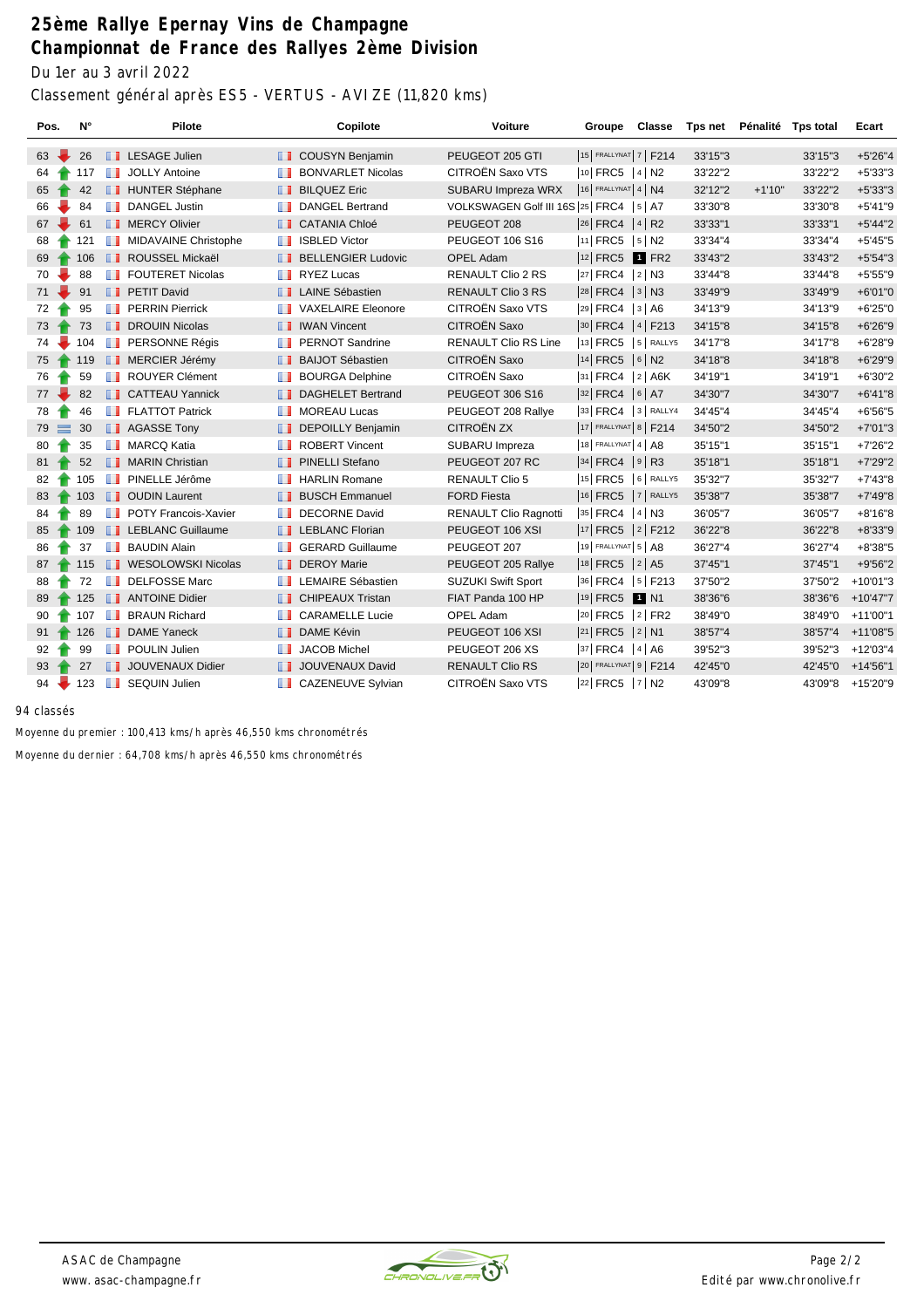# 25ème Rallye Epernay Vins de Champagne
# Championnat de France des Rallyes 2ème Division

Du 1er au 3 avril 2022

Classement général après ES5 - VERTUS - AVIZE (11,820 kms)

| Pos. | N° | Pilote | Copilote | Voiture | Groupe | Classe | Tps net | Pénalité | Tps total | Ecart |
|---|---|---|---|---|---|---|---|---|---|---|
| 63 | 26 | LESAGE Julien | COUSYN Benjamin | PEUGEOT 205 GTI | 15 FRALLYNAT | 7 F214 | 33'15"3 | | 33'15"3 | +5'26"4 |
| 64 | 117 | JOLLY Antoine | BONVARLET Nicolas | CITROËN Saxo VTS | 10 FRC5 | 4 N2 | 33'22"2 | | 33'22"2 | +5'33"3 |
| 65 | 42 | HUNTER Stéphane | BILQUEZ Eric | SUBARU Impreza WRX | 16 FRALLYNAT | 4 N4 | 32'12"2 | +1'10" | 33'22"2 | +5'33"3 |
| 66 | 84 | DANGEL Justin | DANGEL Bertrand | VOLKSWAGEN Golf III 16S | 25 FRC4 | 5 A7 | 33'30"8 | | 33'30"8 | +5'41"9 |
| 67 | 61 | MERCY Olivier | CATANIA Chloé | PEUGEOT 208 | 26 FRC4 | 4 R2 | 33'33"1 | | 33'33"1 | +5'44"2 |
| 68 | 121 | MIDAVAINE Christophe | ISBLED Victor | PEUGEOT 106 S16 | 11 FRC5 | 5 N2 | 33'34"4 | | 33'34"4 | +5'45"5 |
| 69 | 106 | ROUSSEL Mickaël | BELLENGIER Ludovic | OPEL Adam | 12 FRC5 | 1 FR2 | 33'43"2 | | 33'43"2 | +5'54"3 |
| 70 | 88 | FOUTERET Nicolas | RYEZ Lucas | RENAULT Clio 2 RS | 27 FRC4 | 2 N3 | 33'44"8 | | 33'44"8 | +5'55"9 |
| 71 | 91 | PETIT David | LAINE Sébastien | RENAULT Clio 3 RS | 28 FRC4 | 3 N3 | 33'49"9 | | 33'49"9 | +6'01"0 |
| 72 | 95 | PERRIN Pierrick | VAXELAIRE Eleonore | CITROËN Saxo VTS | 29 FRC4 | 3 A6 | 34'13"9 | | 34'13"9 | +6'25"0 |
| 73 | 73 | DROUIN Nicolas | IWAN Vincent | CITROËN Saxo | 30 FRC4 | 4 F213 | 34'15"8 | | 34'15"8 | +6'26"9 |
| 74 | 104 | PERSONNE Régis | PERNOT Sandrine | RENAULT Clio RS Line | 13 FRC5 | 5 RALLY5 | 34'17"8 | | 34'17"8 | +6'28"9 |
| 75 | 119 | MERCIER Jérémy | BAIJOT Sébastien | CITROËN Saxo | 14 FRC5 | 6 N2 | 34'18"8 | | 34'18"8 | +6'29"9 |
| 76 | 59 | ROUYER Clément | BOURGA Delphine | CITROËN Saxo | 31 FRC4 | 2 A6K | 34'19"1 | | 34'19"1 | +6'30"2 |
| 77 | 82 | CATTEAU Yannick | DAGHELET Bertrand | PEUGEOT 306 S16 | 32 FRC4 | 6 A7 | 34'30"7 | | 34'30"7 | +6'41"8 |
| 78 | 46 | FLATTOT Patrick | MOREAU Lucas | PEUGEOT 208 Rallye | 33 FRC4 | 3 RALLY4 | 34'45"4 | | 34'45"4 | +6'56"5 |
| 79 | 30 | AGASSE Tony | DEPOILLY Benjamin | CITROËN ZX | 17 FRALLYNAT | 8 F214 | 34'50"2 | | 34'50"2 | +7'01"3 |
| 80 | 35 | MARCQ Katia | ROBERT Vincent | SUBARU Impreza | 18 FRALLYNAT | 4 A8 | 35'15"1 | | 35'15"1 | +7'26"2 |
| 81 | 52 | MARIN Christian | PINELLI Stefano | PEUGEOT 207 RC | 34 FRC4 | 9 R3 | 35'18"1 | | 35'18"1 | +7'29"2 |
| 82 | 105 | PINELLE Jérôme | HARLIN Romane | RENAULT Clio 5 | 15 FRC5 | 6 RALLY5 | 35'32"7 | | 35'32"7 | +7'43"8 |
| 83 | 103 | OUDIN Laurent | BUSCH Emmanuel | FORD Fiesta | 16 FRC5 | 7 RALLY5 | 35'38"7 | | 35'38"7 | +7'49"8 |
| 84 | 89 | POTY Francois-Xavier | DECORNE David | RENAULT Clio Ragnotti | 35 FRC4 | 4 N3 | 36'05"7 | | 36'05"7 | +8'16"8 |
| 85 | 109 | LEBLANC Guillaume | LEBLANC Florian | PEUGEOT 106 XSI | 17 FRC5 | 2 F212 | 36'22"8 | | 36'22"8 | +8'33"9 |
| 86 | 37 | BAUDIN Alain | GERARD Guillaume | PEUGEOT 207 | 19 FRALLYNAT | 5 A8 | 36'27"4 | | 36'27"4 | +8'38"5 |
| 87 | 115 | WESOLOWSKI Nicolas | DEROY Marie | PEUGEOT 205 Rallye | 18 FRC5 | 2 A5 | 37'45"1 | | 37'45"1 | +9'56"2 |
| 88 | 72 | DELFOSSE Marc | LEMAIRE Sébastien | SUZUKI Swift Sport | 36 FRC4 | 5 F213 | 37'50"2 | | 37'50"2 | +10'01"3 |
| 89 | 125 | ANTOINE Didier | CHIPEAUX Tristan | FIAT Panda 100 HP | 19 FRC5 | 1 N1 | 38'36"6 | | 38'36"6 | +10'47"7 |
| 90 | 107 | BRAUN Richard | CARAMELLE Lucie | OPEL Adam | 20 FRC5 | 2 FR2 | 38'49"0 | | 38'49"0 | +11'00"1 |
| 91 | 126 | DAME Yaneck | DAME Kévin | PEUGEOT 106 XSI | 21 FRC5 | 2 N1 | 38'57"4 | | 38'57"4 | +11'08"5 |
| 92 | 99 | POULIN Julien | JACOB Michel | PEUGEOT 206 XS | 37 FRC4 | 4 A6 | 39'52"3 | | 39'52"3 | +12'03"4 |
| 93 | 27 | JOUVENAUX Didier | JOUVENAUX David | RENAULT Clio RS | 20 FRALLYNAT | 9 F214 | 42'45"0 | | 42'45"0 | +14'56"1 |
| 94 | 123 | SEQUIN Julien | CAZENEUVE Sylvian | CITROËN Saxo VTS | 22 FRC5 | 7 N2 | 43'09"8 | | 43'09"8 | +15'20"9 |

94 classés

Moyenne du premier : 100,413 kms/h après 46,550 kms chronométrés

Moyenne du dernier : 64,708 kms/h après 46,550 kms chronométrés

ASAC de Champagne
www.asac-champagne.fr

Edité par www.chronolive.fr